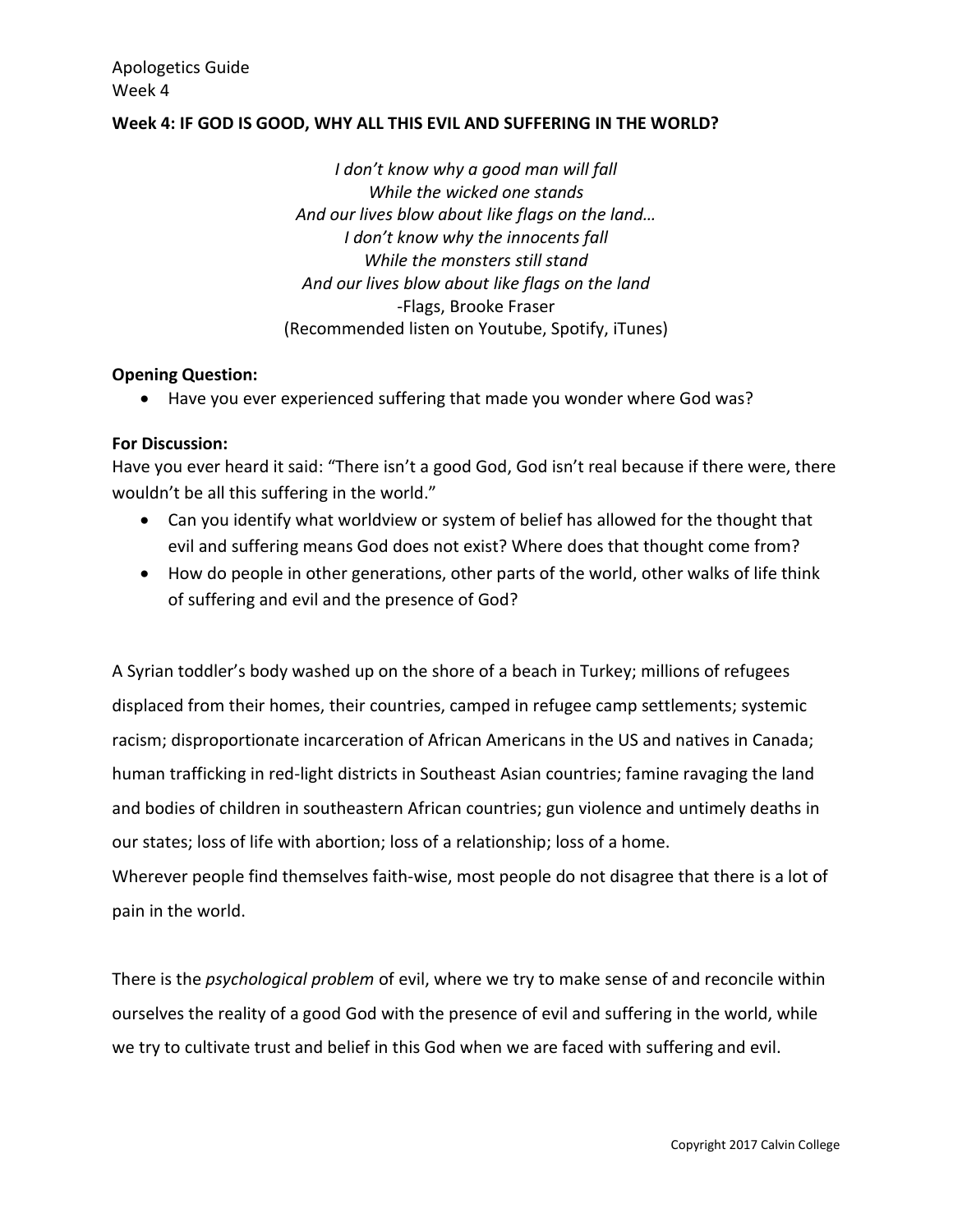Apologetics Guide
Week 4

**Week 4: IF GOD IS GOOD, WHY ALL THIS EVIL AND SUFFERING IN THE WORLD?**

*I don't know why a good man will fall*
*While the wicked one stands*
*And our lives blow about like flags on the land…*
*I don't know why the innocents fall*
*While the monsters still stand*
*And our lives blow about like flags on the land*
-Flags, Brooke Fraser
(Recommended listen on Youtube, Spotify, iTunes)

**Opening Question:**

- Have you ever experienced suffering that made you wonder where God was?

**For Discussion:**

Have you ever heard it said: "There isn't a good God, God isn't real because if there were, there wouldn't be all this suffering in the world."

- Can you identify what worldview or system of belief has allowed for the thought that evil and suffering means God does not exist? Where does that thought come from?
- How do people in other generations, other parts of the world, other walks of life think of suffering and evil and the presence of God?

A Syrian toddler's body washed up on the shore of a beach in Turkey; millions of refugees displaced from their homes, their countries, camped in refugee camp settlements; systemic racism; disproportionate incarceration of African Americans in the US and natives in Canada; human trafficking in red-light districts in Southeast Asian countries; famine ravaging the land and bodies of children in southeastern African countries; gun violence and untimely deaths in our states; loss of life with abortion; loss of a relationship; loss of a home.
Wherever people find themselves faith-wise, most people do not disagree that there is a lot of pain in the world.

There is the *psychological problem* of evil, where we try to make sense of and reconcile within ourselves the reality of a good God with the presence of evil and suffering in the world, while we try to cultivate trust and belief in this God when we are faced with suffering and evil.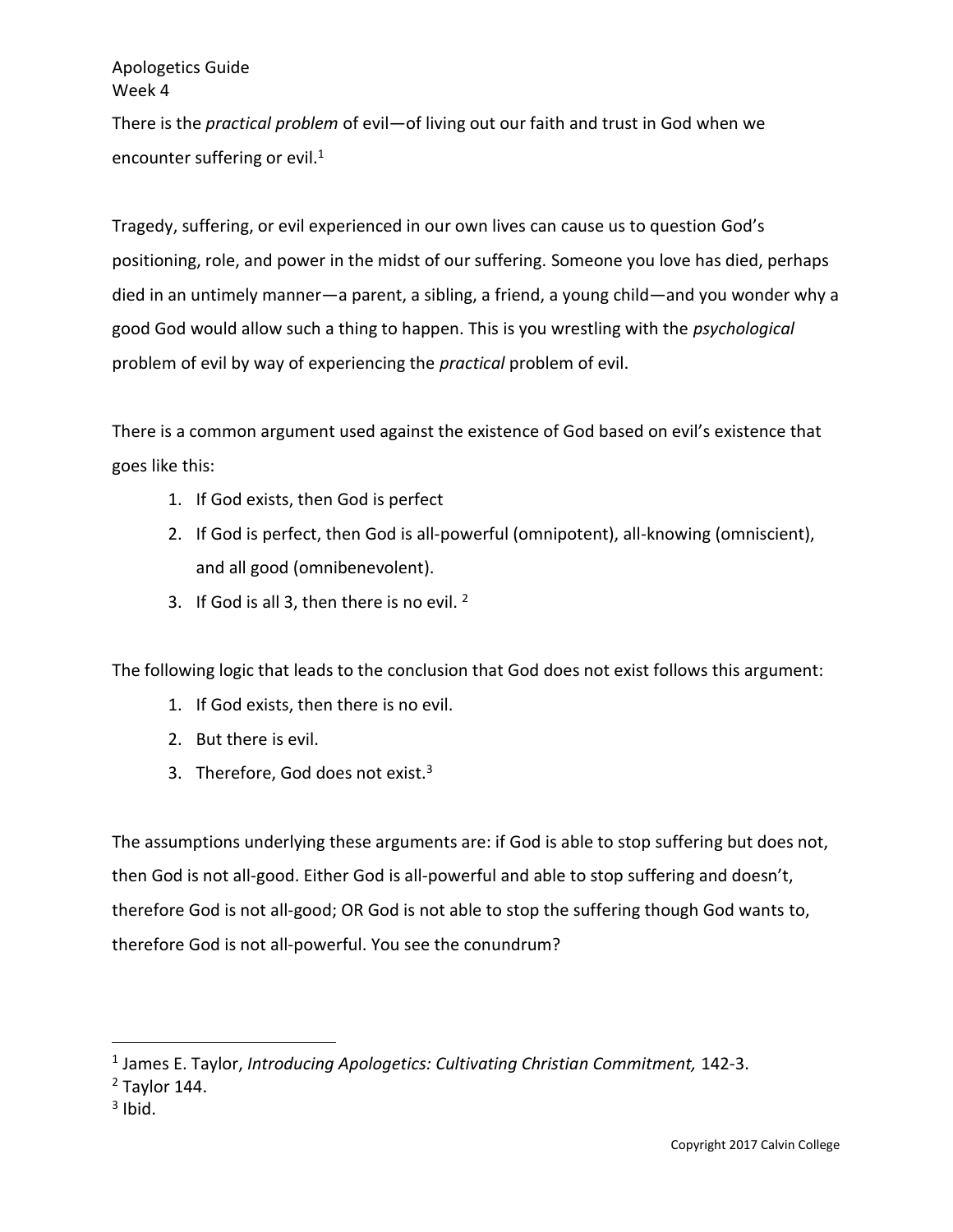There is the *practical problem* of evil—of living out our faith and trust in God when we encounter suffering or evil.[1]

Tragedy, suffering, or evil experienced in our own lives can cause us to question God's positioning, role, and power in the midst of our suffering. Someone you love has died, perhaps died in an untimely manner—a parent, a sibling, a friend, a young child—and you wonder why a good God would allow such a thing to happen. This is you wrestling with the *psychological* problem of evil by way of experiencing the *practical* problem of evil.

There is a common argument used against the existence of God based on evil's existence that goes like this:

1. If God exists, then God is perfect
2. If God is perfect, then God is all-powerful (omnipotent), all-knowing (omniscient), and all good (omnibenevolent).
3. If God is all 3, then there is no evil. [2]

The following logic that leads to the conclusion that God does not exist follows this argument:

1. If God exists, then there is no evil.
2. But there is evil.
3. Therefore, God does not exist.[3]

The assumptions underlying these arguments are: if God is able to stop suffering but does not, then God is not all-good. Either God is all-powerful and able to stop suffering and doesn't, therefore God is not all-good; OR God is not able to stop the suffering though God wants to, therefore God is not all-powerful. You see the conundrum?

---

[1] James E. Taylor, *Introducing Apologetics: Cultivating Christian Commitment,* 142-3.
[2] Taylor 144.
[3] Ibid.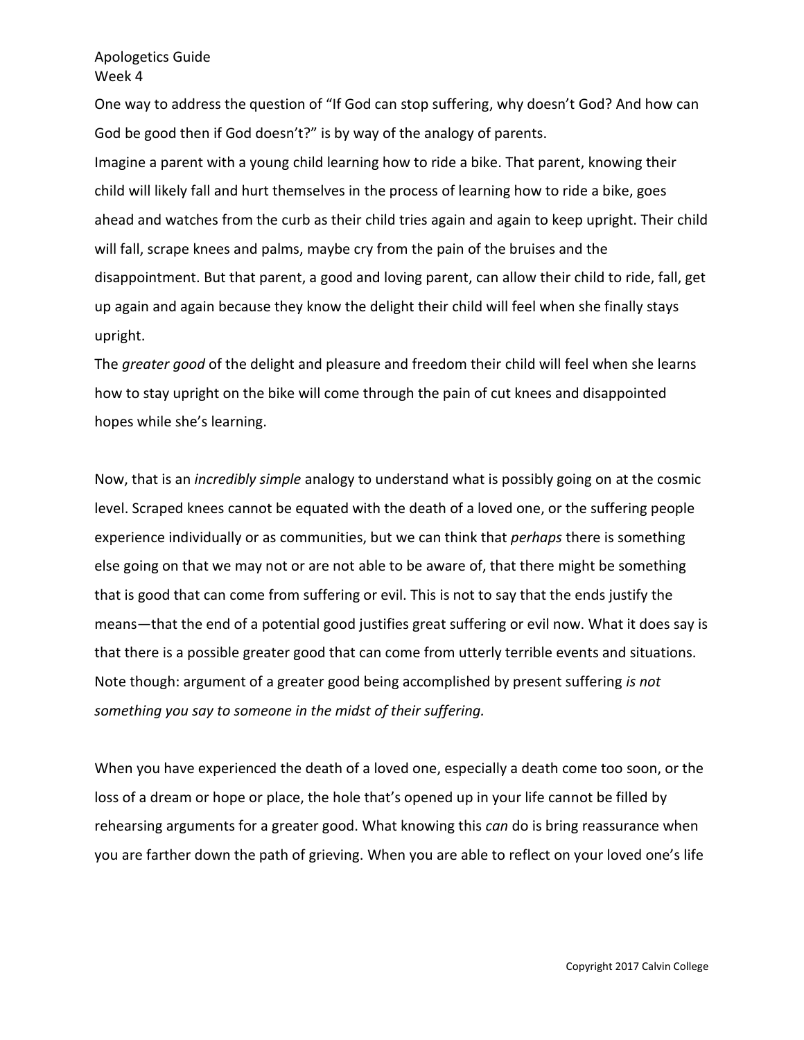Apologetics Guide
Week 4

One way to address the question of "If God can stop suffering, why doesn't God? And how can God be good then if God doesn't?" is by way of the analogy of parents.

Imagine a parent with a young child learning how to ride a bike. That parent, knowing their child will likely fall and hurt themselves in the process of learning how to ride a bike, goes ahead and watches from the curb as their child tries again and again to keep upright. Their child will fall, scrape knees and palms, maybe cry from the pain of the bruises and the disappointment. But that parent, a good and loving parent, can allow their child to ride, fall, get up again and again because they know the delight their child will feel when she finally stays upright.

The *greater good* of the delight and pleasure and freedom their child will feel when she learns how to stay upright on the bike will come through the pain of cut knees and disappointed hopes while she's learning.

Now, that is an *incredibly simple* analogy to understand what is possibly going on at the cosmic level. Scraped knees cannot be equated with the death of a loved one, or the suffering people experience individually or as communities, but we can think that *perhaps* there is something else going on that we may not or are not able to be aware of, that there might be something that is good that can come from suffering or evil. This is not to say that the ends justify the means—that the end of a potential good justifies great suffering or evil now. What it does say is that there is a possible greater good that can come from utterly terrible events and situations. Note though: argument of a greater good being accomplished by present suffering *is not something you say to someone in the midst of their suffering.*

When you have experienced the death of a loved one, especially a death come too soon, or the loss of a dream or hope or place, the hole that's opened up in your life cannot be filled by rehearsing arguments for a greater good. What knowing this *can* do is bring reassurance when you are farther down the path of grieving. When you are able to reflect on your loved one's life

Copyright 2017 Calvin College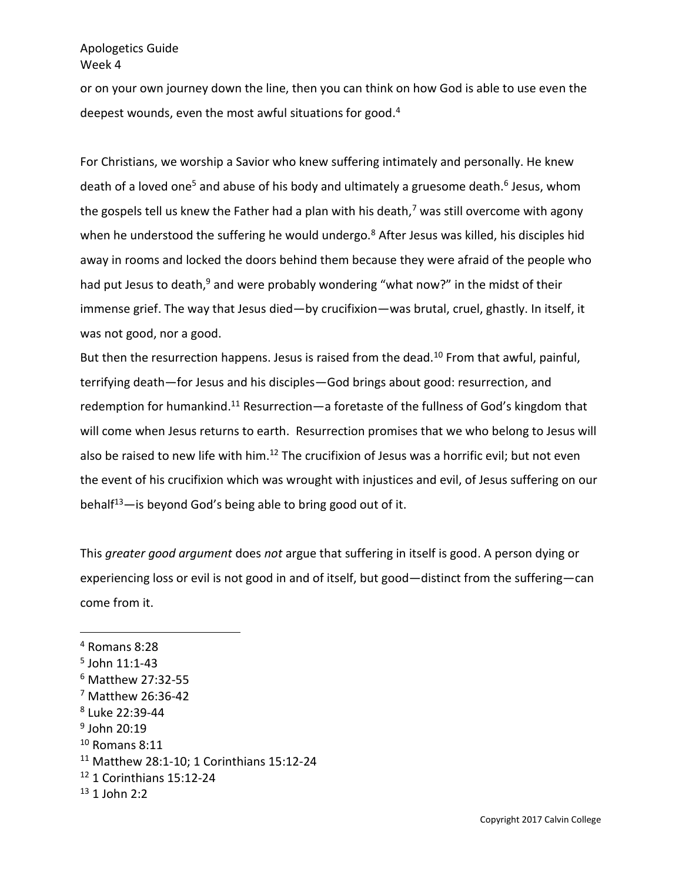or on your own journey down the line, then you can think on how God is able to use even the deepest wounds, even the most awful situations for good.[4]

For Christians, we worship a Savior who knew suffering intimately and personally. He knew death of a loved one[5] and abuse of his body and ultimately a gruesome death.[6] Jesus, whom the gospels tell us knew the Father had a plan with his death,[7] was still overcome with agony when he understood the suffering he would undergo.[8] After Jesus was killed, his disciples hid away in rooms and locked the doors behind them because they were afraid of the people who had put Jesus to death,[9] and were probably wondering "what now?" in the midst of their immense grief. The way that Jesus died—by crucifixion—was brutal, cruel, ghastly. In itself, it was not good, nor a good.

But then the resurrection happens. Jesus is raised from the dead.[10] From that awful, painful, terrifying death—for Jesus and his disciples—God brings about good: resurrection, and redemption for humankind.[11] Resurrection—a foretaste of the fullness of God's kingdom that will come when Jesus returns to earth. Resurrection promises that we who belong to Jesus will also be raised to new life with him.[12] The crucifixion of Jesus was a horrific evil; but not even the event of his crucifixion which was wrought with injustices and evil, of Jesus suffering on our behalf[13]—is beyond God's being able to bring good out of it.

This *greater good argument* does *not* argue that suffering in itself is good. A person dying or experiencing loss or evil is not good in and of itself, but good—distinct from the suffering—can come from it.

---

[4] Romans 8:28
[5] John 11:1-43
[6] Matthew 27:32-55
[7] Matthew 26:36-42
[8] Luke 22:39-44
[9] John 20:19
[10] Romans 8:11
[11] Matthew 28:1-10; 1 Corinthians 15:12-24
[12] 1 Corinthians 15:12-24
[13] 1 John 2:2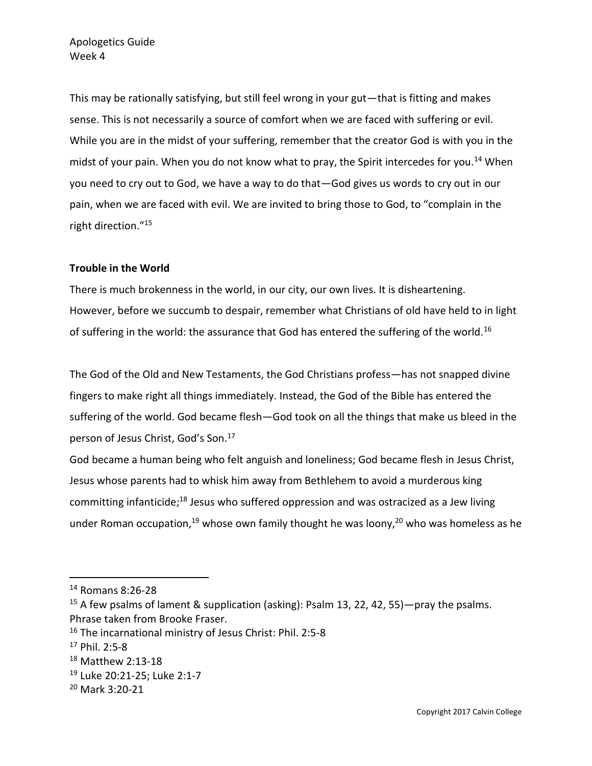This may be rationally satisfying, but still feel wrong in your gut—that is fitting and makes sense. This is not necessarily a source of comfort when we are faced with suffering or evil. While you are in the midst of your suffering, remember that the creator God is with you in the midst of your pain. When you do not know what to pray, the Spirit intercedes for you.[14] When you need to cry out to God, we have a way to do that—God gives us words to cry out in our pain, when we are faced with evil. We are invited to bring those to God, to "complain in the right direction."[15]

**Trouble in the World**

There is much brokenness in the world, in our city, our own lives. It is disheartening. However, before we succumb to despair, remember what Christians of old have held to in light of suffering in the world: the assurance that God has entered the suffering of the world.[16]

The God of the Old and New Testaments, the God Christians profess—has not snapped divine fingers to make right all things immediately. Instead, the God of the Bible has entered the suffering of the world. God became flesh—God took on all the things that make us bleed in the person of Jesus Christ, God's Son.[17]

God became a human being who felt anguish and loneliness; God became flesh in Jesus Christ, Jesus whose parents had to whisk him away from Bethlehem to avoid a murderous king committing infanticide;[18] Jesus who suffered oppression and was ostracized as a Jew living under Roman occupation,[19] whose own family thought he was loony,[20] who was homeless as he

---

[14] Romans 8:26-28

[15] A few psalms of lament & supplication (asking): Psalm 13, 22, 42, 55)—pray the psalms. Phrase taken from Brooke Fraser.

[16] The incarnational ministry of Jesus Christ: Phil. 2:5-8

[17] Phil. 2:5-8

[18] Matthew 2:13-18

[19] Luke 20:21-25; Luke 2:1-7

[20] Mark 3:20-21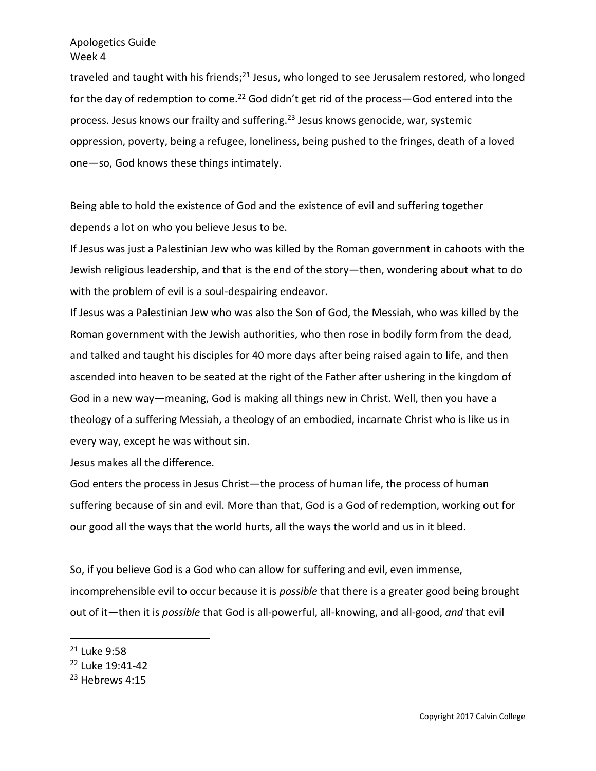traveled and taught with his friends;[21] Jesus, who longed to see Jerusalem restored, who longed for the day of redemption to come.[22] God didn't get rid of the process—God entered into the process. Jesus knows our frailty and suffering.[23] Jesus knows genocide, war, systemic oppression, poverty, being a refugee, loneliness, being pushed to the fringes, death of a loved one—so, God knows these things intimately.

Being able to hold the existence of God and the existence of evil and suffering together depends a lot on who you believe Jesus to be.

If Jesus was just a Palestinian Jew who was killed by the Roman government in cahoots with the Jewish religious leadership, and that is the end of the story—then, wondering about what to do with the problem of evil is a soul-despairing endeavor.

If Jesus was a Palestinian Jew who was also the Son of God, the Messiah, who was killed by the Roman government with the Jewish authorities, who then rose in bodily form from the dead, and talked and taught his disciples for 40 more days after being raised again to life, and then ascended into heaven to be seated at the right of the Father after ushering in the kingdom of God in a new way—meaning, God is making all things new in Christ. Well, then you have a theology of a suffering Messiah, a theology of an embodied, incarnate Christ who is like us in every way, except he was without sin.

Jesus makes all the difference.

God enters the process in Jesus Christ—the process of human life, the process of human suffering because of sin and evil. More than that, God is a God of redemption, working out for our good all the ways that the world hurts, all the ways the world and us in it bleed.

So, if you believe God is a God who can allow for suffering and evil, even immense, incomprehensible evil to occur because it is *possible* that there is a greater good being brought out of it—then it is *possible* that God is all-powerful, all-knowing, and all-good, *and* that evil

---

[21] Luke 9:58

[22] Luke 19:41-42

[23] Hebrews 4:15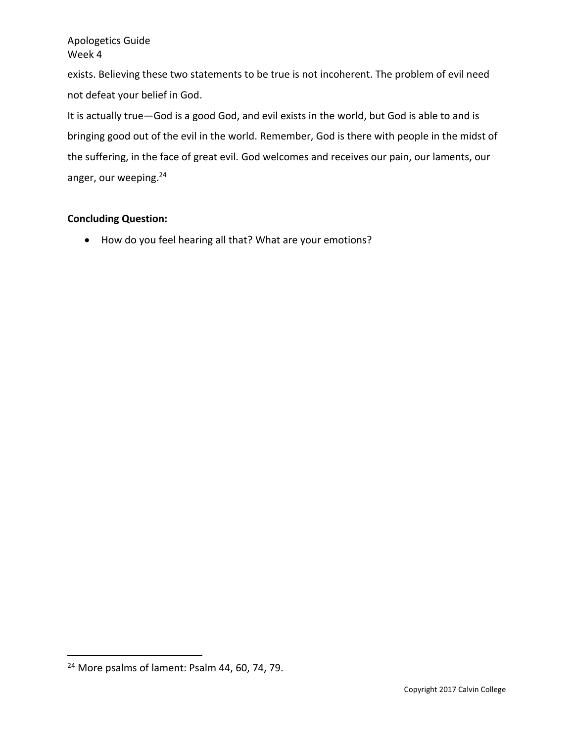exists. Believing these two statements to be true is not incoherent. The problem of evil need not defeat your belief in God.

It is actually true—God is a good God, and evil exists in the world, but God is able to and is bringing good out of the evil in the world. Remember, God is there with people in the midst of the suffering, in the face of great evil. God welcomes and receives our pain, our laments, our anger, our weeping.[24]

**Concluding Question:**

- How do you feel hearing all that? What are your emotions?

[24] More psalms of lament: Psalm 44, 60, 74, 79.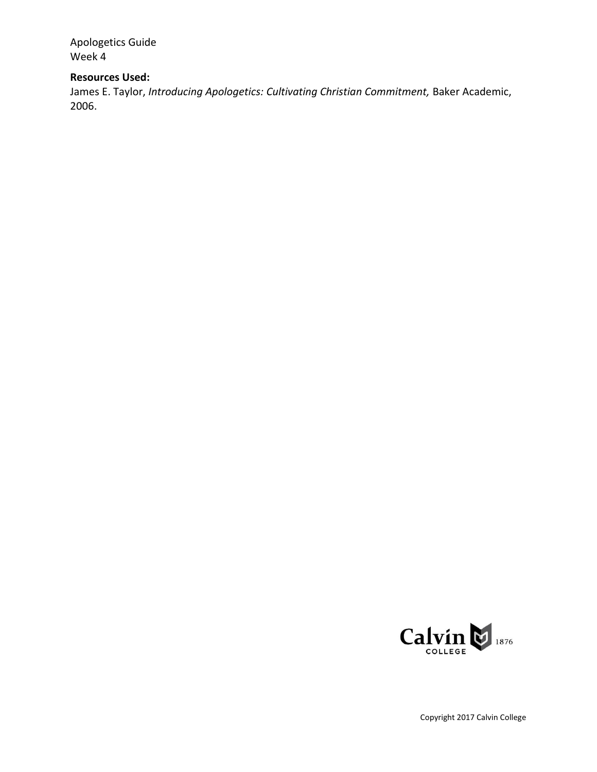**Resources Used:**

James E. Taylor, *Introducing Apologetics: Cultivating Christian Commitment,* Baker Academic, 2006.